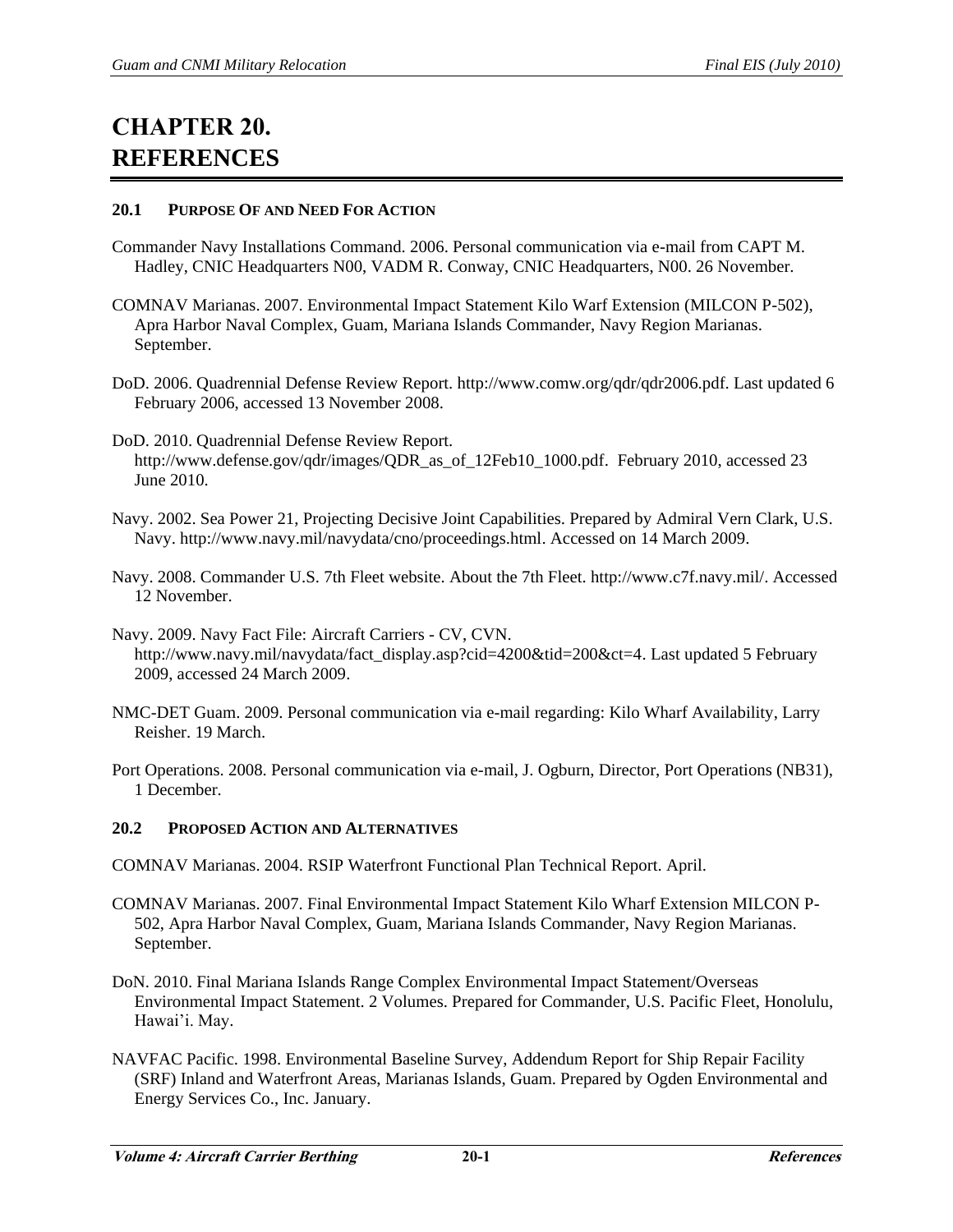# CHAPTER 20. REFERENCES

## 20.1 PURPOSE OF AND NEED FOR ACTION

Commander Navy Installations Command. 2006. Personal communication via e-mail from CAPT M. Hadley, CNIC Headquarters N00, VADM R. Conway, CNIC Headquarters, N00. 26 November.

COMNAV Marianas. 2007. Environmental Impact Statement Kilo Warf Extension (MILCON P-502), Apra Harbor Naval Complex, Guam, Mariana Islands Commander, Navy Region Marianas. September.

DoD. 2006. Quadrennial Defense Review Report. http://www.comw.org/qdr/qdr2006.pdf. Last updated 6 February 2006, accessed 13 November 2008.

DoD. 2010. Quadrennial Defense Review Report. http://www.defense.gov/qdr/images/QDR_as_of_12Feb10_1000.pdf. February 2010, accessed 23 June 2010.

Navy. 2002. Sea Power 21, Projecting Decisive Joint Capabilities. Prepared by Admiral Vern Clark, U.S. Navy. http://www.navy.mil/navydata/cno/proceedings.html. Accessed on 14 March 2009.

Navy. 2008. Commander U.S. 7th Fleet website. About the 7th Fleet. http://www.c7f.navy.mil/. Accessed 12 November.

Navy. 2009. Navy Fact File: Aircraft Carriers - CV, CVN. http://www.navy.mil/navydata/fact_display.asp?cid=4200&tid=200&ct=4. Last updated 5 February 2009, accessed 24 March 2009.

NMC-DET Guam. 2009. Personal communication via e-mail regarding: Kilo Wharf Availability, Larry Reisher. 19 March.

Port Operations. 2008. Personal communication via e-mail, J. Ogburn, Director, Port Operations (NB31), 1 December.

## 20.2 PROPOSED ACTION AND ALTERNATIVES

COMNAV Marianas. 2004. RSIP Waterfront Functional Plan Technical Report. April.

COMNAV Marianas. 2007. Final Environmental Impact Statement Kilo Wharf Extension MILCON P-502, Apra Harbor Naval Complex, Guam, Mariana Islands Commander, Navy Region Marianas. September.

DoN. 2010. Final Mariana Islands Range Complex Environmental Impact Statement/Overseas Environmental Impact Statement. 2 Volumes. Prepared for Commander, U.S. Pacific Fleet, Honolulu, Hawai'i. May.

NAVFAC Pacific. 1998. Environmental Baseline Survey, Addendum Report for Ship Repair Facility (SRF) Inland and Waterfront Areas, Marianas Islands, Guam. Prepared by Ogden Environmental and Energy Services Co., Inc. January.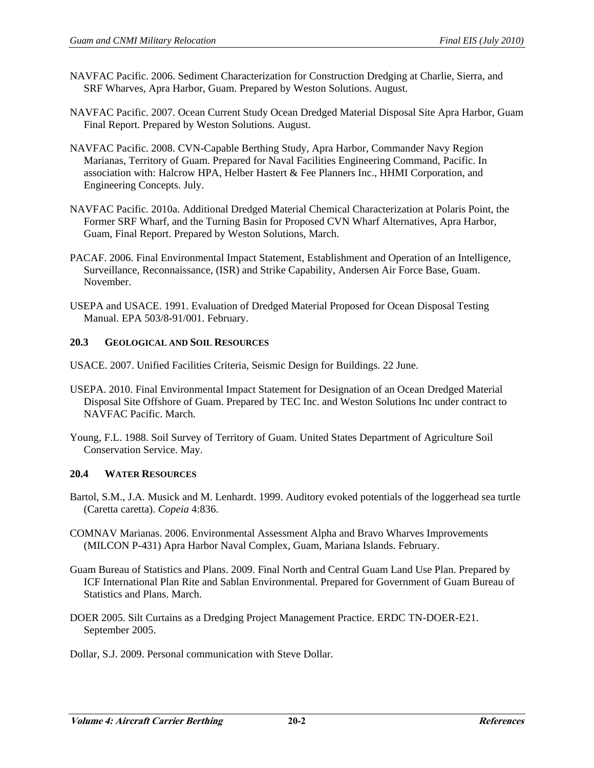NAVFAC Pacific. 2006. Sediment Characterization for Construction Dredging at Charlie, Sierra, and SRF Wharves, Apra Harbor, Guam. Prepared by Weston Solutions. August.

NAVFAC Pacific. 2007. Ocean Current Study Ocean Dredged Material Disposal Site Apra Harbor, Guam Final Report. Prepared by Weston Solutions. August.

NAVFAC Pacific. 2008. CVN-Capable Berthing Study, Apra Harbor, Commander Navy Region Marianas, Territory of Guam. Prepared for Naval Facilities Engineering Command, Pacific. In association with: Halcrow HPA, Helber Hastert & Fee Planners Inc., HHMI Corporation, and Engineering Concepts. July.

NAVFAC Pacific. 2010a. Additional Dredged Material Chemical Characterization at Polaris Point, the Former SRF Wharf, and the Turning Basin for Proposed CVN Wharf Alternatives, Apra Harbor, Guam, Final Report. Prepared by Weston Solutions, March.

PACAF. 2006. Final Environmental Impact Statement, Establishment and Operation of an Intelligence, Surveillance, Reconnaissance, (ISR) and Strike Capability, Andersen Air Force Base, Guam. November.

USEPA and USACE. 1991. Evaluation of Dredged Material Proposed for Ocean Disposal Testing Manual. EPA 503/8-91/001. February.

### 20.3 GEOLOGICAL AND SOIL RESOURCES

USACE. 2007. Unified Facilities Criteria, Seismic Design for Buildings. 22 June.

USEPA. 2010. Final Environmental Impact Statement for Designation of an Ocean Dredged Material Disposal Site Offshore of Guam. Prepared by TEC Inc. and Weston Solutions Inc under contract to NAVFAC Pacific. March.

Young, F.L. 1988. Soil Survey of Territory of Guam. United States Department of Agriculture Soil Conservation Service. May.

### 20.4 WATER RESOURCES

Bartol, S.M., J.A. Musick and M. Lenhardt. 1999. Auditory evoked potentials of the loggerhead sea turtle (Caretta caretta). *Copeia* 4:836.

COMNAV Marianas. 2006. Environmental Assessment Alpha and Bravo Wharves Improvements (MILCON P-431) Apra Harbor Naval Complex, Guam, Mariana Islands. February.

Guam Bureau of Statistics and Plans. 2009. Final North and Central Guam Land Use Plan. Prepared by ICF International Plan Rite and Sablan Environmental. Prepared for Government of Guam Bureau of Statistics and Plans. March.

DOER 2005. Silt Curtains as a Dredging Project Management Practice. ERDC TN-DOER-E21. September 2005.

Dollar, S.J. 2009. Personal communication with Steve Dollar.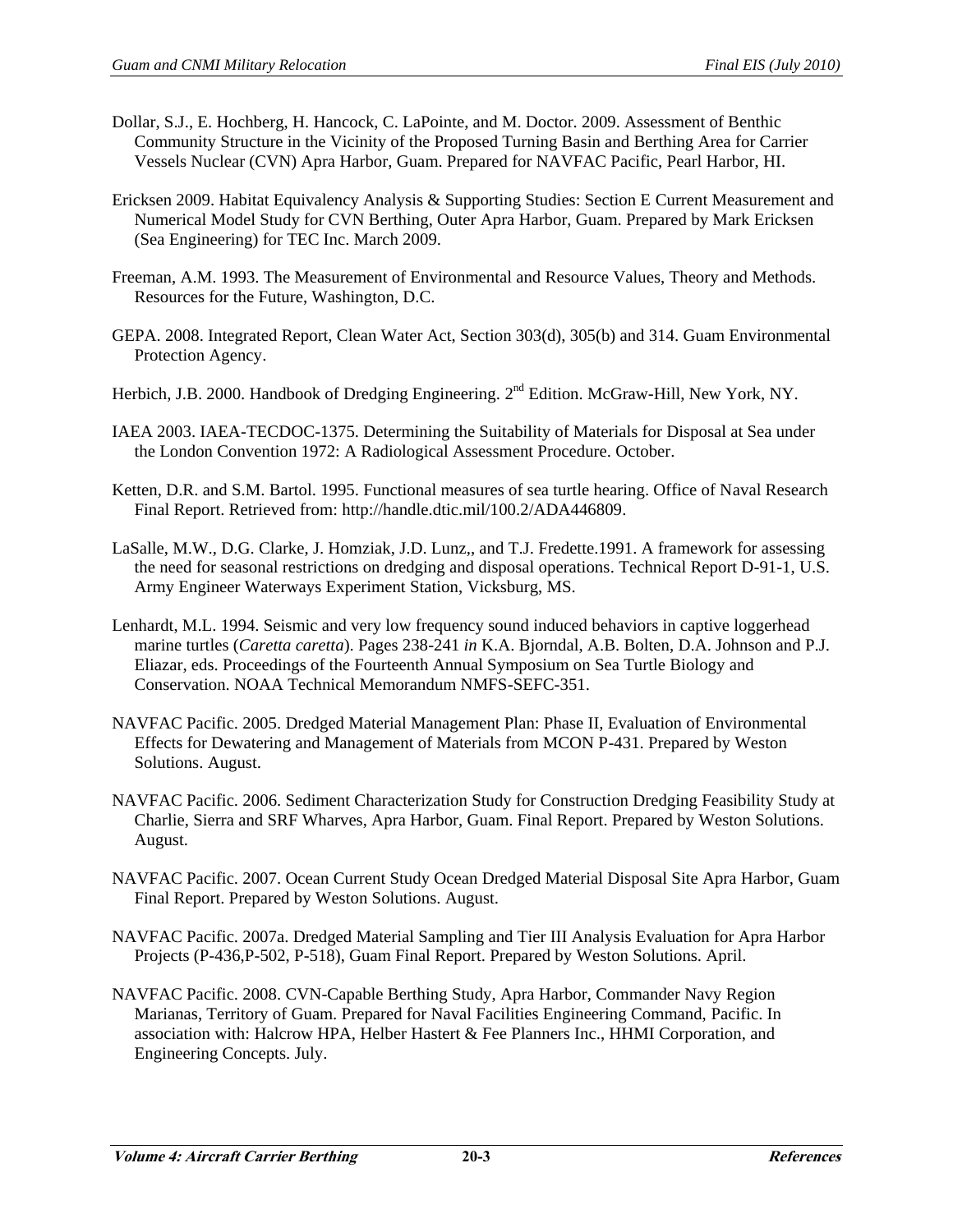Dollar, S.J., E. Hochberg, H. Hancock, C. LaPointe, and M. Doctor. 2009. Assessment of Benthic Community Structure in the Vicinity of the Proposed Turning Basin and Berthing Area for Carrier Vessels Nuclear (CVN) Apra Harbor, Guam. Prepared for NAVFAC Pacific, Pearl Harbor, HI.

Ericksen 2009. Habitat Equivalency Analysis & Supporting Studies: Section E Current Measurement and Numerical Model Study for CVN Berthing, Outer Apra Harbor, Guam. Prepared by Mark Ericksen (Sea Engineering) for TEC Inc. March 2009.

Freeman, A.M. 1993. The Measurement of Environmental and Resource Values, Theory and Methods. Resources for the Future, Washington, D.C.

GEPA. 2008. Integrated Report, Clean Water Act, Section 303(d), 305(b) and 314. Guam Environmental Protection Agency.

Herbich, J.B. 2000. Handbook of Dredging Engineering. 2nd Edition. McGraw-Hill, New York, NY.

IAEA 2003. IAEA-TECDOC-1375. Determining the Suitability of Materials for Disposal at Sea under the London Convention 1972: A Radiological Assessment Procedure. October.

Ketten, D.R. and S.M. Bartol. 1995. Functional measures of sea turtle hearing. Office of Naval Research Final Report. Retrieved from: http://handle.dtic.mil/100.2/ADA446809.

LaSalle, M.W., D.G. Clarke, J. Homziak, J.D. Lunz,, and T.J. Fredette.1991. A framework for assessing the need for seasonal restrictions on dredging and disposal operations. Technical Report D-91-1, U.S. Army Engineer Waterways Experiment Station, Vicksburg, MS.

Lenhardt, M.L. 1994. Seismic and very low frequency sound induced behaviors in captive loggerhead marine turtles (*Caretta caretta*). Pages 238-241 *in* K.A. Bjorndal, A.B. Bolten, D.A. Johnson and P.J. Eliazar, eds. Proceedings of the Fourteenth Annual Symposium on Sea Turtle Biology and Conservation. NOAA Technical Memorandum NMFS-SEFC-351.

NAVFAC Pacific. 2005. Dredged Material Management Plan: Phase II, Evaluation of Environmental Effects for Dewatering and Management of Materials from MCON P-431. Prepared by Weston Solutions. August.

NAVFAC Pacific. 2006. Sediment Characterization Study for Construction Dredging Feasibility Study at Charlie, Sierra and SRF Wharves, Apra Harbor, Guam. Final Report. Prepared by Weston Solutions. August.

NAVFAC Pacific. 2007. Ocean Current Study Ocean Dredged Material Disposal Site Apra Harbor, Guam Final Report. Prepared by Weston Solutions. August.

NAVFAC Pacific. 2007a. Dredged Material Sampling and Tier III Analysis Evaluation for Apra Harbor Projects (P-436,P-502, P-518), Guam Final Report. Prepared by Weston Solutions. April.

NAVFAC Pacific. 2008. CVN-Capable Berthing Study, Apra Harbor, Commander Navy Region Marianas, Territory of Guam. Prepared for Naval Facilities Engineering Command, Pacific. In association with: Halcrow HPA, Helber Hastert & Fee Planners Inc., HHMI Corporation, and Engineering Concepts. July.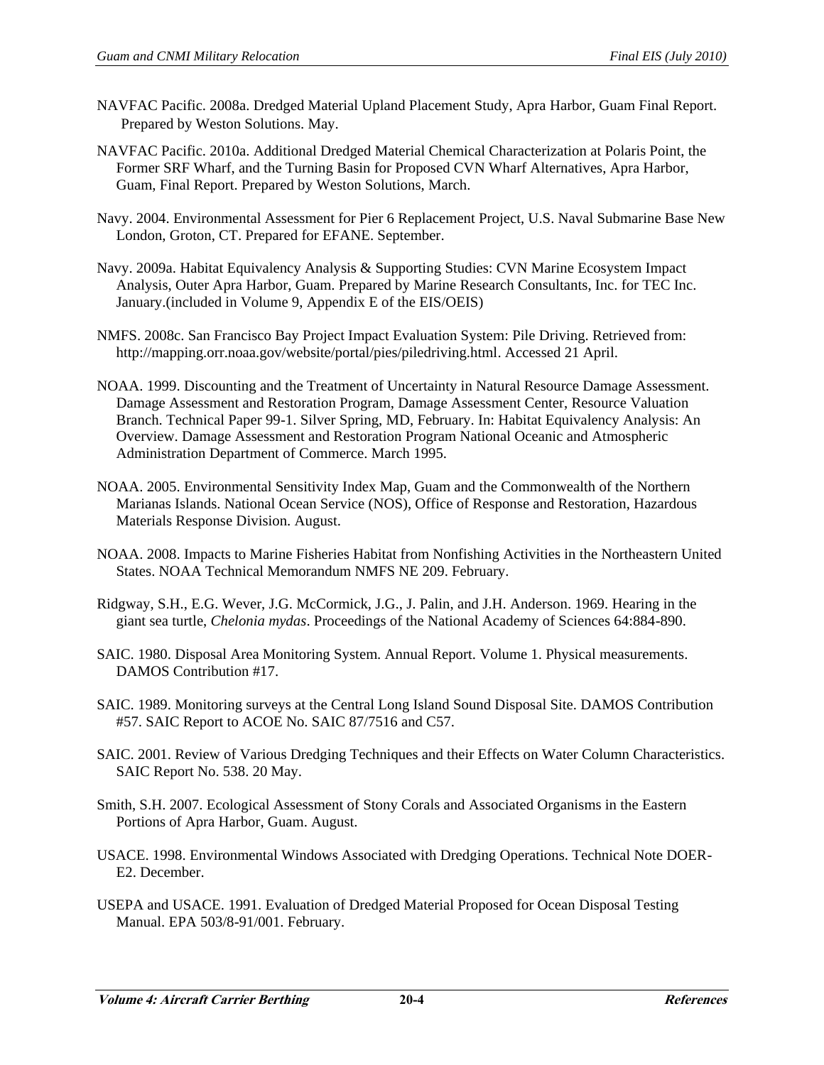NAVFAC Pacific. 2008a. Dredged Material Upland Placement Study, Apra Harbor, Guam Final Report. Prepared by Weston Solutions. May.

NAVFAC Pacific. 2010a. Additional Dredged Material Chemical Characterization at Polaris Point, the Former SRF Wharf, and the Turning Basin for Proposed CVN Wharf Alternatives, Apra Harbor, Guam, Final Report. Prepared by Weston Solutions, March.

Navy. 2004. Environmental Assessment for Pier 6 Replacement Project, U.S. Naval Submarine Base New London, Groton, CT. Prepared for EFANE. September.

Navy. 2009a. Habitat Equivalency Analysis & Supporting Studies: CVN Marine Ecosystem Impact Analysis, Outer Apra Harbor, Guam. Prepared by Marine Research Consultants, Inc. for TEC Inc. January.(included in Volume 9, Appendix E of the EIS/OEIS)

NMFS. 2008c. San Francisco Bay Project Impact Evaluation System: Pile Driving. Retrieved from: http://mapping.orr.noaa.gov/website/portal/pies/piledriving.html. Accessed 21 April.

NOAA. 1999. Discounting and the Treatment of Uncertainty in Natural Resource Damage Assessment. Damage Assessment and Restoration Program, Damage Assessment Center, Resource Valuation Branch. Technical Paper 99-1. Silver Spring, MD, February. In: Habitat Equivalency Analysis: An Overview. Damage Assessment and Restoration Program National Oceanic and Atmospheric Administration Department of Commerce. March 1995.

NOAA. 2005. Environmental Sensitivity Index Map, Guam and the Commonwealth of the Northern Marianas Islands. National Ocean Service (NOS), Office of Response and Restoration, Hazardous Materials Response Division. August.

NOAA. 2008. Impacts to Marine Fisheries Habitat from Nonfishing Activities in the Northeastern United States. NOAA Technical Memorandum NMFS NE 209. February.

Ridgway, S.H., E.G. Wever, J.G. McCormick, J.G., J. Palin, and J.H. Anderson. 1969. Hearing in the giant sea turtle, *Chelonia mydas*. Proceedings of the National Academy of Sciences 64:884-890.

SAIC. 1980. Disposal Area Monitoring System. Annual Report. Volume 1. Physical measurements. DAMOS Contribution #17.

SAIC. 1989. Monitoring surveys at the Central Long Island Sound Disposal Site. DAMOS Contribution #57. SAIC Report to ACOE No. SAIC 87/7516 and C57.

SAIC. 2001. Review of Various Dredging Techniques and their Effects on Water Column Characteristics. SAIC Report No. 538. 20 May.

Smith, S.H. 2007. Ecological Assessment of Stony Corals and Associated Organisms in the Eastern Portions of Apra Harbor, Guam. August.

USACE. 1998. Environmental Windows Associated with Dredging Operations. Technical Note DOER-E2. December.

USEPA and USACE. 1991. Evaluation of Dredged Material Proposed for Ocean Disposal Testing Manual. EPA 503/8-91/001. February.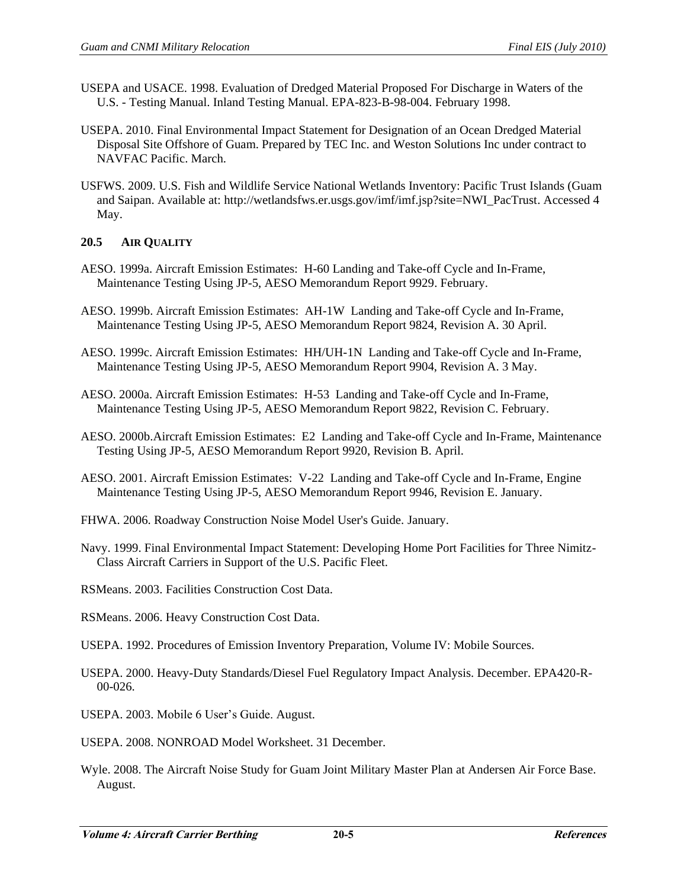USEPA and USACE. 1998. Evaluation of Dredged Material Proposed For Discharge in Waters of the U.S. - Testing Manual. Inland Testing Manual. EPA-823-B-98-004. February 1998.

USEPA. 2010. Final Environmental Impact Statement for Designation of an Ocean Dredged Material Disposal Site Offshore of Guam. Prepared by TEC Inc. and Weston Solutions Inc under contract to NAVFAC Pacific. March.

USFWS. 2009. U.S. Fish and Wildlife Service National Wetlands Inventory: Pacific Trust Islands (Guam and Saipan. Available at: http://wetlandsfws.er.usgs.gov/imf/imf.jsp?site=NWI_PacTrust. Accessed 4 May.

## 20.5 AIR QUALITY

AESO. 1999a. Aircraft Emission Estimates: H-60 Landing and Take-off Cycle and In-Frame, Maintenance Testing Using JP-5, AESO Memorandum Report 9929. February.

AESO. 1999b. Aircraft Emission Estimates: AH-1W Landing and Take-off Cycle and In-Frame, Maintenance Testing Using JP-5, AESO Memorandum Report 9824, Revision A. 30 April.

AESO. 1999c. Aircraft Emission Estimates: HH/UH-1N Landing and Take-off Cycle and In-Frame, Maintenance Testing Using JP-5, AESO Memorandum Report 9904, Revision A. 3 May.

AESO. 2000a. Aircraft Emission Estimates: H-53 Landing and Take-off Cycle and In-Frame, Maintenance Testing Using JP-5, AESO Memorandum Report 9822, Revision C. February.

AESO. 2000b.Aircraft Emission Estimates: E2 Landing and Take-off Cycle and In-Frame, Maintenance Testing Using JP-5, AESO Memorandum Report 9920, Revision B. April.

AESO. 2001. Aircraft Emission Estimates: V-22 Landing and Take-off Cycle and In-Frame, Engine Maintenance Testing Using JP-5, AESO Memorandum Report 9946, Revision E. January.

FHWA. 2006. Roadway Construction Noise Model User's Guide. January.

Navy. 1999. Final Environmental Impact Statement: Developing Home Port Facilities for Three Nimitz-Class Aircraft Carriers in Support of the U.S. Pacific Fleet.

RSMeans. 2003. Facilities Construction Cost Data.

RSMeans. 2006. Heavy Construction Cost Data.

USEPA. 1992. Procedures of Emission Inventory Preparation, Volume IV: Mobile Sources.

USEPA. 2000. Heavy-Duty Standards/Diesel Fuel Regulatory Impact Analysis. December. EPA420-R-00-026.

USEPA. 2003. Mobile 6 User's Guide. August.

USEPA. 2008. NONROAD Model Worksheet. 31 December.

Wyle. 2008. The Aircraft Noise Study for Guam Joint Military Master Plan at Andersen Air Force Base. August.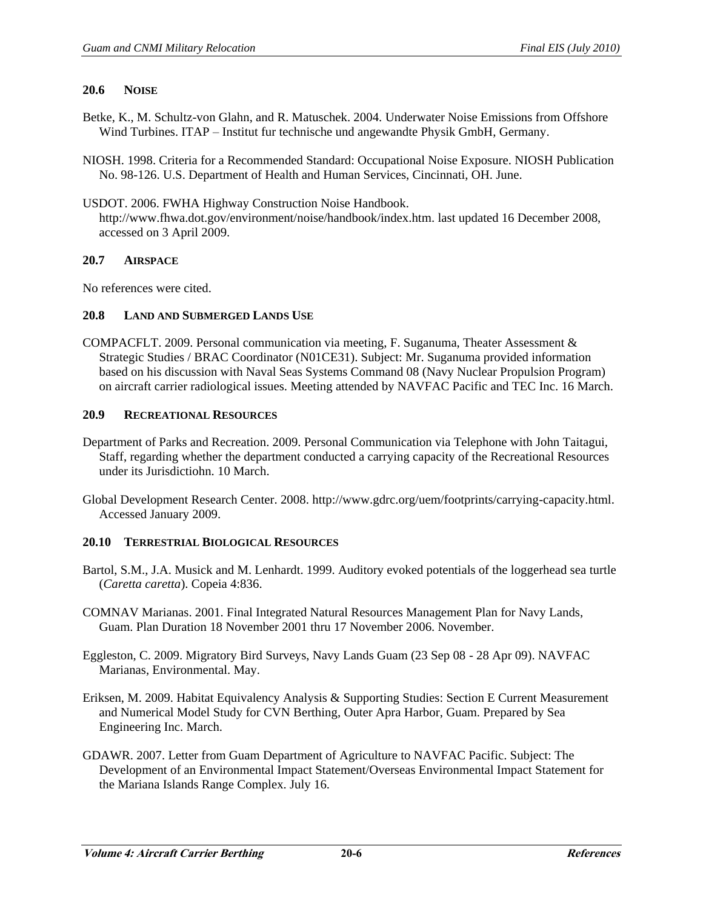## 20.6 NOISE

Betke, K., M. Schultz-von Glahn, and R. Matuschek. 2004. Underwater Noise Emissions from Offshore Wind Turbines. ITAP – Institut fur technische und angewandte Physik GmbH, Germany.

NIOSH. 1998. Criteria for a Recommended Standard: Occupational Noise Exposure. NIOSH Publication No. 98-126. U.S. Department of Health and Human Services, Cincinnati, OH. June.

USDOT. 2006. FWHA Highway Construction Noise Handbook. http://www.fhwa.dot.gov/environment/noise/handbook/index.htm. last updated 16 December 2008, accessed on 3 April 2009.

## 20.7 AIRSPACE

No references were cited.

## 20.8 LAND AND SUBMERGED LANDS USE

COMPACFLT. 2009. Personal communication via meeting, F. Suganuma, Theater Assessment & Strategic Studies / BRAC Coordinator (N01CE31). Subject: Mr. Suganuma provided information based on his discussion with Naval Seas Systems Command 08 (Navy Nuclear Propulsion Program) on aircraft carrier radiological issues. Meeting attended by NAVFAC Pacific and TEC Inc. 16 March.

## 20.9 RECREATIONAL RESOURCES

Department of Parks and Recreation. 2009. Personal Communication via Telephone with John Taitagui, Staff, regarding whether the department conducted a carrying capacity of the Recreational Resources under its Jurisdictiohn. 10 March.

Global Development Research Center. 2008. http://www.gdrc.org/uem/footprints/carrying-capacity.html. Accessed January 2009.

## 20.10 TERRESTRIAL BIOLOGICAL RESOURCES

Bartol, S.M., J.A. Musick and M. Lenhardt. 1999. Auditory evoked potentials of the loggerhead sea turtle (*Caretta caretta*). Copeia 4:836.

COMNAV Marianas. 2001. Final Integrated Natural Resources Management Plan for Navy Lands, Guam. Plan Duration 18 November 2001 thru 17 November 2006. November.

Eggleston, C. 2009. Migratory Bird Surveys, Navy Lands Guam (23 Sep 08 - 28 Apr 09). NAVFAC Marianas, Environmental. May.

Eriksen, M. 2009. Habitat Equivalency Analysis & Supporting Studies: Section E Current Measurement and Numerical Model Study for CVN Berthing, Outer Apra Harbor, Guam. Prepared by Sea Engineering Inc. March.

GDAWR. 2007. Letter from Guam Department of Agriculture to NAVFAC Pacific. Subject: The Development of an Environmental Impact Statement/Overseas Environmental Impact Statement for the Mariana Islands Range Complex. July 16.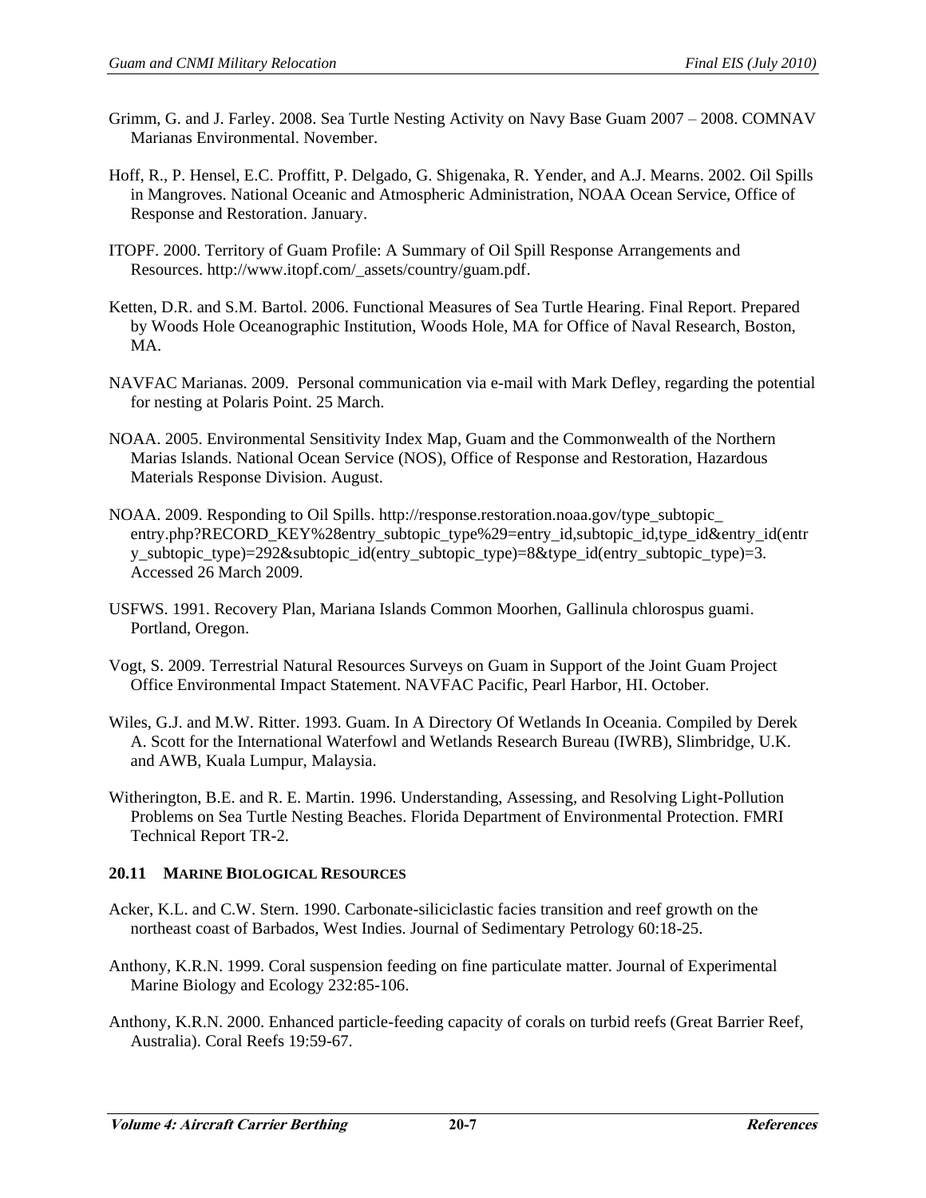Grimm, G. and J. Farley. 2008. Sea Turtle Nesting Activity on Navy Base Guam 2007 – 2008. COMNAV Marianas Environmental. November.

Hoff, R., P. Hensel, E.C. Proffitt, P. Delgado, G. Shigenaka, R. Yender, and A.J. Mearns. 2002. Oil Spills in Mangroves. National Oceanic and Atmospheric Administration, NOAA Ocean Service, Office of Response and Restoration. January.

ITOPF. 2000. Territory of Guam Profile: A Summary of Oil Spill Response Arrangements and Resources. http://www.itopf.com/_assets/country/guam.pdf.

Ketten, D.R. and S.M. Bartol. 2006. Functional Measures of Sea Turtle Hearing. Final Report. Prepared by Woods Hole Oceanographic Institution, Woods Hole, MA for Office of Naval Research, Boston, MA.

NAVFAC Marianas. 2009. Personal communication via e-mail with Mark Defley, regarding the potential for nesting at Polaris Point. 25 March.

NOAA. 2005. Environmental Sensitivity Index Map, Guam and the Commonwealth of the Northern Marias Islands. National Ocean Service (NOS), Office of Response and Restoration, Hazardous Materials Response Division. August.

NOAA. 2009. Responding to Oil Spills. http://response.restoration.noaa.gov/type_subtopic_entry.php?RECORD_KEY%28entry_subtopic_type%29=entry_id,subtopic_id,type_id&entry_id(entry_subtopic_type)=292&subtopic_id(entry_subtopic_type)=8&type_id(entry_subtopic_type)=3. Accessed 26 March 2009.

USFWS. 1991. Recovery Plan, Mariana Islands Common Moorhen, Gallinula chlorospus guami. Portland, Oregon.

Vogt, S. 2009. Terrestrial Natural Resources Surveys on Guam in Support of the Joint Guam Project Office Environmental Impact Statement. NAVFAC Pacific, Pearl Harbor, HI. October.

Wiles, G.J. and M.W. Ritter. 1993. Guam. In A Directory Of Wetlands In Oceania. Compiled by Derek A. Scott for the International Waterfowl and Wetlands Research Bureau (IWRB), Slimbridge, U.K. and AWB, Kuala Lumpur, Malaysia.

Witherington, B.E. and R. E. Martin. 1996. Understanding, Assessing, and Resolving Light-Pollution Problems on Sea Turtle Nesting Beaches. Florida Department of Environmental Protection. FMRI Technical Report TR-2.

### 20.11 MARINE BIOLOGICAL RESOURCES

Acker, K.L. and C.W. Stern. 1990. Carbonate-siliciclastic facies transition and reef growth on the northeast coast of Barbados, West Indies. Journal of Sedimentary Petrology 60:18-25.

Anthony, K.R.N. 1999. Coral suspension feeding on fine particulate matter. Journal of Experimental Marine Biology and Ecology 232:85-106.

Anthony, K.R.N. 2000. Enhanced particle-feeding capacity of corals on turbid reefs (Great Barrier Reef, Australia). Coral Reefs 19:59-67.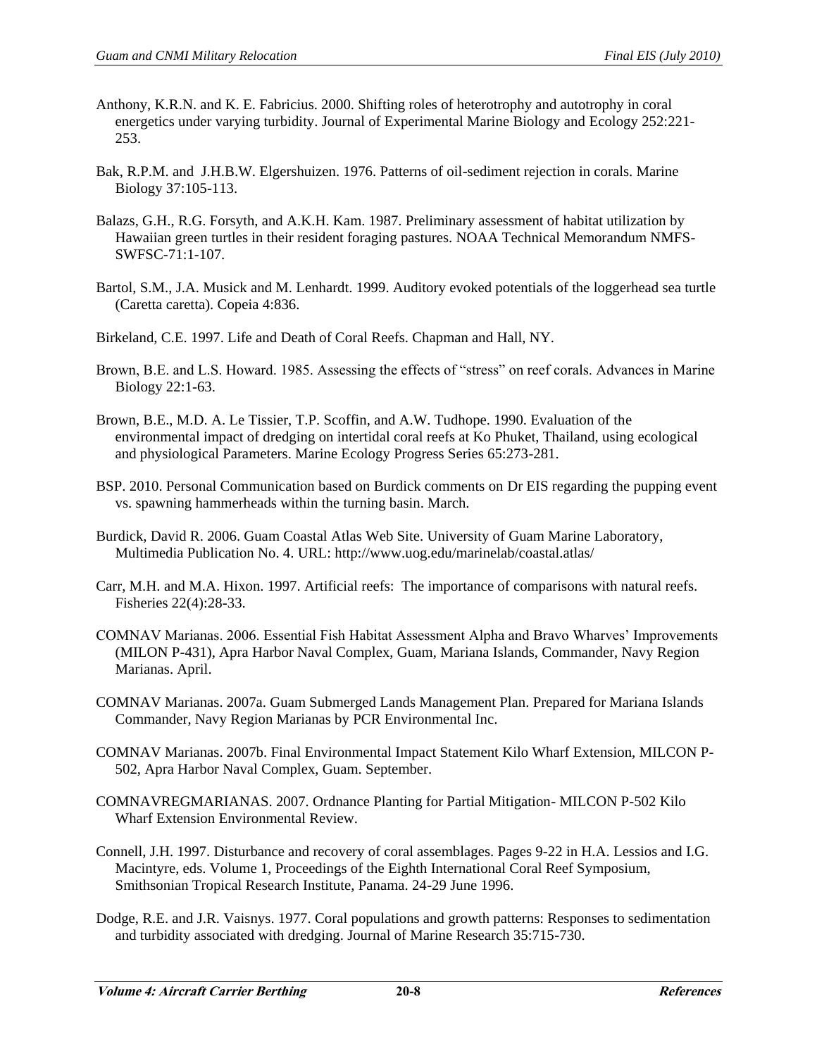Anthony, K.R.N. and K. E. Fabricius. 2000. Shifting roles of heterotrophy and autotrophy in coral energetics under varying turbidity. Journal of Experimental Marine Biology and Ecology 252:221-253.

Bak, R.P.M. and J.H.B.W. Elgershuizen. 1976. Patterns of oil-sediment rejection in corals. Marine Biology 37:105-113.

Balazs, G.H., R.G. Forsyth, and A.K.H. Kam. 1987. Preliminary assessment of habitat utilization by Hawaiian green turtles in their resident foraging pastures. NOAA Technical Memorandum NMFS-SWFSC-71:1-107.

Bartol, S.M., J.A. Musick and M. Lenhardt. 1999. Auditory evoked potentials of the loggerhead sea turtle (Caretta caretta). Copeia 4:836.

Birkeland, C.E. 1997. Life and Death of Coral Reefs. Chapman and Hall, NY.

Brown, B.E. and L.S. Howard. 1985. Assessing the effects of "stress" on reef corals. Advances in Marine Biology 22:1-63.

Brown, B.E., M.D. A. Le Tissier, T.P. Scoffin, and A.W. Tudhope. 1990. Evaluation of the environmental impact of dredging on intertidal coral reefs at Ko Phuket, Thailand, using ecological and physiological Parameters. Marine Ecology Progress Series 65:273-281.

BSP. 2010. Personal Communication based on Burdick comments on Dr EIS regarding the pupping event vs. spawning hammerheads within the turning basin. March.

Burdick, David R. 2006. Guam Coastal Atlas Web Site. University of Guam Marine Laboratory, Multimedia Publication No. 4. URL: http://www.uog.edu/marinelab/coastal.atlas/

Carr, M.H. and M.A. Hixon. 1997. Artificial reefs: The importance of comparisons with natural reefs. Fisheries 22(4):28-33.

COMNAV Marianas. 2006. Essential Fish Habitat Assessment Alpha and Bravo Wharves' Improvements (MILON P-431), Apra Harbor Naval Complex, Guam, Mariana Islands, Commander, Navy Region Marianas. April.

COMNAV Marianas. 2007a. Guam Submerged Lands Management Plan. Prepared for Mariana Islands Commander, Navy Region Marianas by PCR Environmental Inc.

COMNAV Marianas. 2007b. Final Environmental Impact Statement Kilo Wharf Extension, MILCON P-502, Apra Harbor Naval Complex, Guam. September.

COMNAVREGMARIANAS. 2007. Ordnance Planting for Partial Mitigation- MILCON P-502 Kilo Wharf Extension Environmental Review.

Connell, J.H. 1997. Disturbance and recovery of coral assemblages. Pages 9-22 in H.A. Lessios and I.G. Macintyre, eds. Volume 1, Proceedings of the Eighth International Coral Reef Symposium, Smithsonian Tropical Research Institute, Panama. 24-29 June 1996.

Dodge, R.E. and J.R. Vaisnys. 1977. Coral populations and growth patterns: Responses to sedimentation and turbidity associated with dredging. Journal of Marine Research 35:715-730.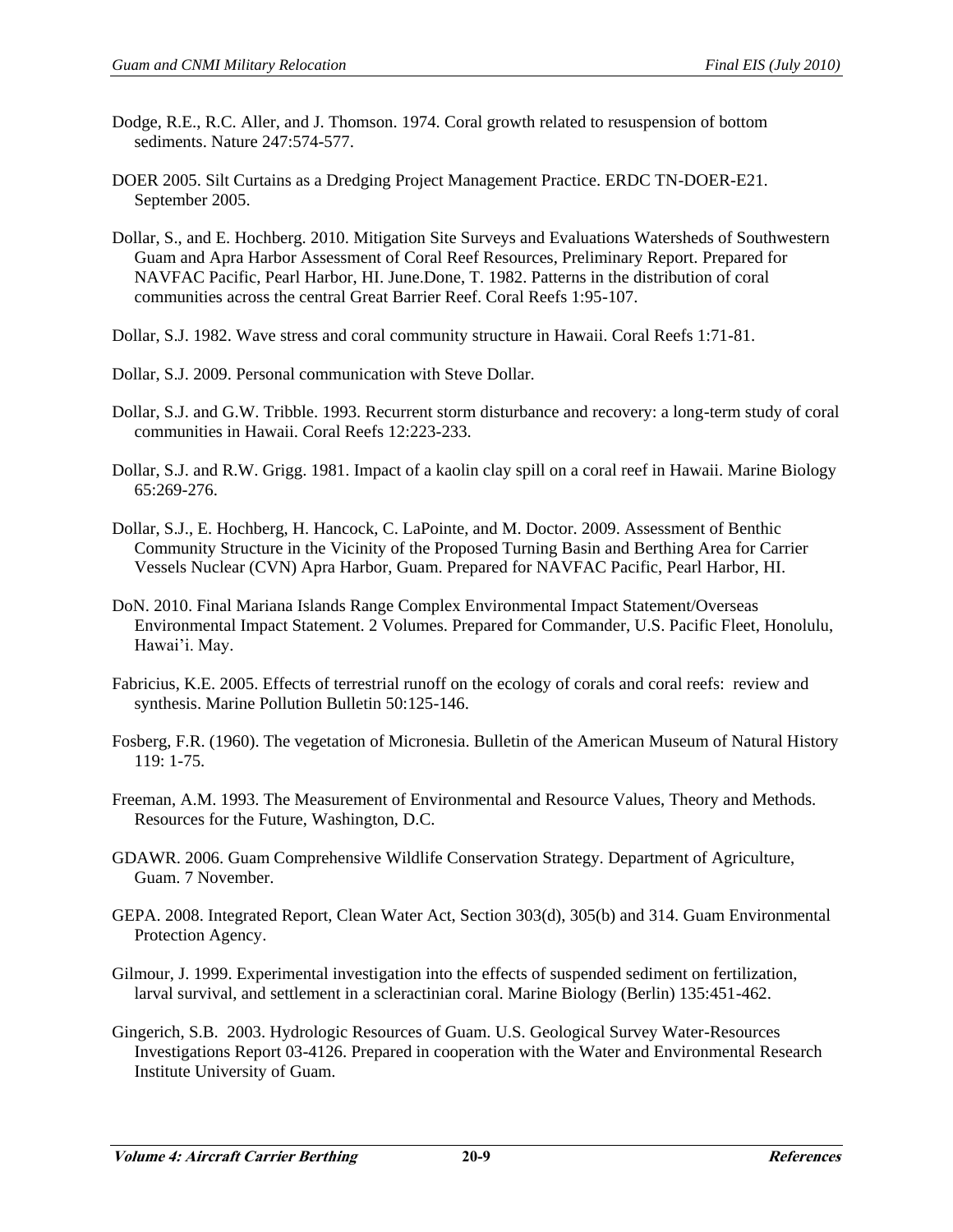Dodge, R.E., R.C. Aller, and J. Thomson. 1974. Coral growth related to resuspension of bottom sediments. Nature 247:574-577.

DOER 2005. Silt Curtains as a Dredging Project Management Practice. ERDC TN-DOER-E21. September 2005.

Dollar, S., and E. Hochberg. 2010. Mitigation Site Surveys and Evaluations Watersheds of Southwestern Guam and Apra Harbor Assessment of Coral Reef Resources, Preliminary Report. Prepared for NAVFAC Pacific, Pearl Harbor, HI. June.Done, T. 1982. Patterns in the distribution of coral communities across the central Great Barrier Reef. Coral Reefs 1:95-107.

Dollar, S.J. 1982. Wave stress and coral community structure in Hawaii. Coral Reefs 1:71-81.

Dollar, S.J. 2009. Personal communication with Steve Dollar.

Dollar, S.J. and G.W. Tribble. 1993. Recurrent storm disturbance and recovery: a long-term study of coral communities in Hawaii. Coral Reefs 12:223-233.

Dollar, S.J. and R.W. Grigg. 1981. Impact of a kaolin clay spill on a coral reef in Hawaii. Marine Biology 65:269-276.

Dollar, S.J., E. Hochberg, H. Hancock, C. LaPointe, and M. Doctor. 2009. Assessment of Benthic Community Structure in the Vicinity of the Proposed Turning Basin and Berthing Area for Carrier Vessels Nuclear (CVN) Apra Harbor, Guam. Prepared for NAVFAC Pacific, Pearl Harbor, HI.

DoN. 2010. Final Mariana Islands Range Complex Environmental Impact Statement/Overseas Environmental Impact Statement. 2 Volumes. Prepared for Commander, U.S. Pacific Fleet, Honolulu, Hawai'i. May.

Fabricius, K.E. 2005. Effects of terrestrial runoff on the ecology of corals and coral reefs: review and synthesis. Marine Pollution Bulletin 50:125-146.

Fosberg, F.R. (1960). The vegetation of Micronesia. Bulletin of the American Museum of Natural History 119: 1-75.

Freeman, A.M. 1993. The Measurement of Environmental and Resource Values, Theory and Methods. Resources for the Future, Washington, D.C.

GDAWR. 2006. Guam Comprehensive Wildlife Conservation Strategy. Department of Agriculture, Guam. 7 November.

GEPA. 2008. Integrated Report, Clean Water Act, Section 303(d), 305(b) and 314. Guam Environmental Protection Agency.

Gilmour, J. 1999. Experimental investigation into the effects of suspended sediment on fertilization, larval survival, and settlement in a scleractinian coral. Marine Biology (Berlin) 135:451-462.

Gingerich, S.B. 2003. Hydrologic Resources of Guam. U.S. Geological Survey Water-Resources Investigations Report 03-4126. Prepared in cooperation with the Water and Environmental Research Institute University of Guam.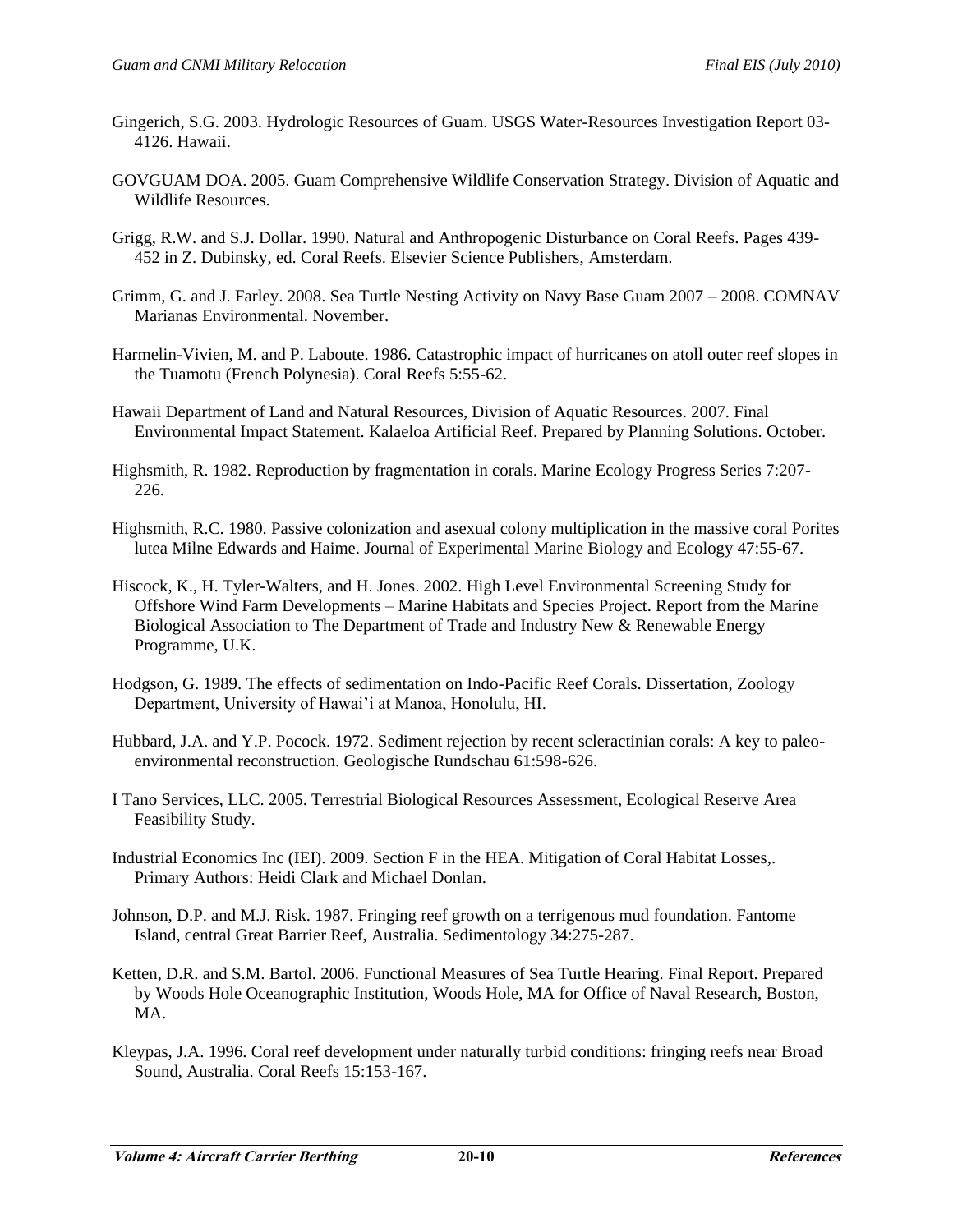Gingerich, S.G. 2003. Hydrologic Resources of Guam. USGS Water-Resources Investigation Report 03-4126. Hawaii.

GOVGUAM DOA. 2005. Guam Comprehensive Wildlife Conservation Strategy. Division of Aquatic and Wildlife Resources.

Grigg, R.W. and S.J. Dollar. 1990. Natural and Anthropogenic Disturbance on Coral Reefs. Pages 439-452 in Z. Dubinsky, ed. Coral Reefs. Elsevier Science Publishers, Amsterdam.

Grimm, G. and J. Farley. 2008. Sea Turtle Nesting Activity on Navy Base Guam 2007 – 2008. COMNAV Marianas Environmental. November.

Harmelin-Vivien, M. and P. Laboute. 1986. Catastrophic impact of hurricanes on atoll outer reef slopes in the Tuamotu (French Polynesia). Coral Reefs 5:55-62.

Hawaii Department of Land and Natural Resources, Division of Aquatic Resources. 2007. Final Environmental Impact Statement. Kalaeloa Artificial Reef. Prepared by Planning Solutions. October.

Highsmith, R. 1982. Reproduction by fragmentation in corals. Marine Ecology Progress Series 7:207-226.

Highsmith, R.C. 1980. Passive colonization and asexual colony multiplication in the massive coral Porites lutea Milne Edwards and Haime. Journal of Experimental Marine Biology and Ecology 47:55-67.

Hiscock, K., H. Tyler-Walters, and H. Jones. 2002. High Level Environmental Screening Study for Offshore Wind Farm Developments – Marine Habitats and Species Project. Report from the Marine Biological Association to The Department of Trade and Industry New & Renewable Energy Programme, U.K.

Hodgson, G. 1989. The effects of sedimentation on Indo-Pacific Reef Corals. Dissertation, Zoology Department, University of Hawai'i at Manoa, Honolulu, HI.

Hubbard, J.A. and Y.P. Pocock. 1972. Sediment rejection by recent scleractinian corals: A key to paleo-environmental reconstruction. Geologische Rundschau 61:598-626.

I Tano Services, LLC. 2005. Terrestrial Biological Resources Assessment, Ecological Reserve Area Feasibility Study.

Industrial Economics Inc (IEI). 2009. Section F in the HEA. Mitigation of Coral Habitat Losses,. Primary Authors: Heidi Clark and Michael Donlan.

Johnson, D.P. and M.J. Risk. 1987. Fringing reef growth on a terrigenous mud foundation. Fantome Island, central Great Barrier Reef, Australia. Sedimentology 34:275-287.

Ketten, D.R. and S.M. Bartol. 2006. Functional Measures of Sea Turtle Hearing. Final Report. Prepared by Woods Hole Oceanographic Institution, Woods Hole, MA for Office of Naval Research, Boston, MA.

Kleypas, J.A. 1996. Coral reef development under naturally turbid conditions: fringing reefs near Broad Sound, Australia. Coral Reefs 15:153-167.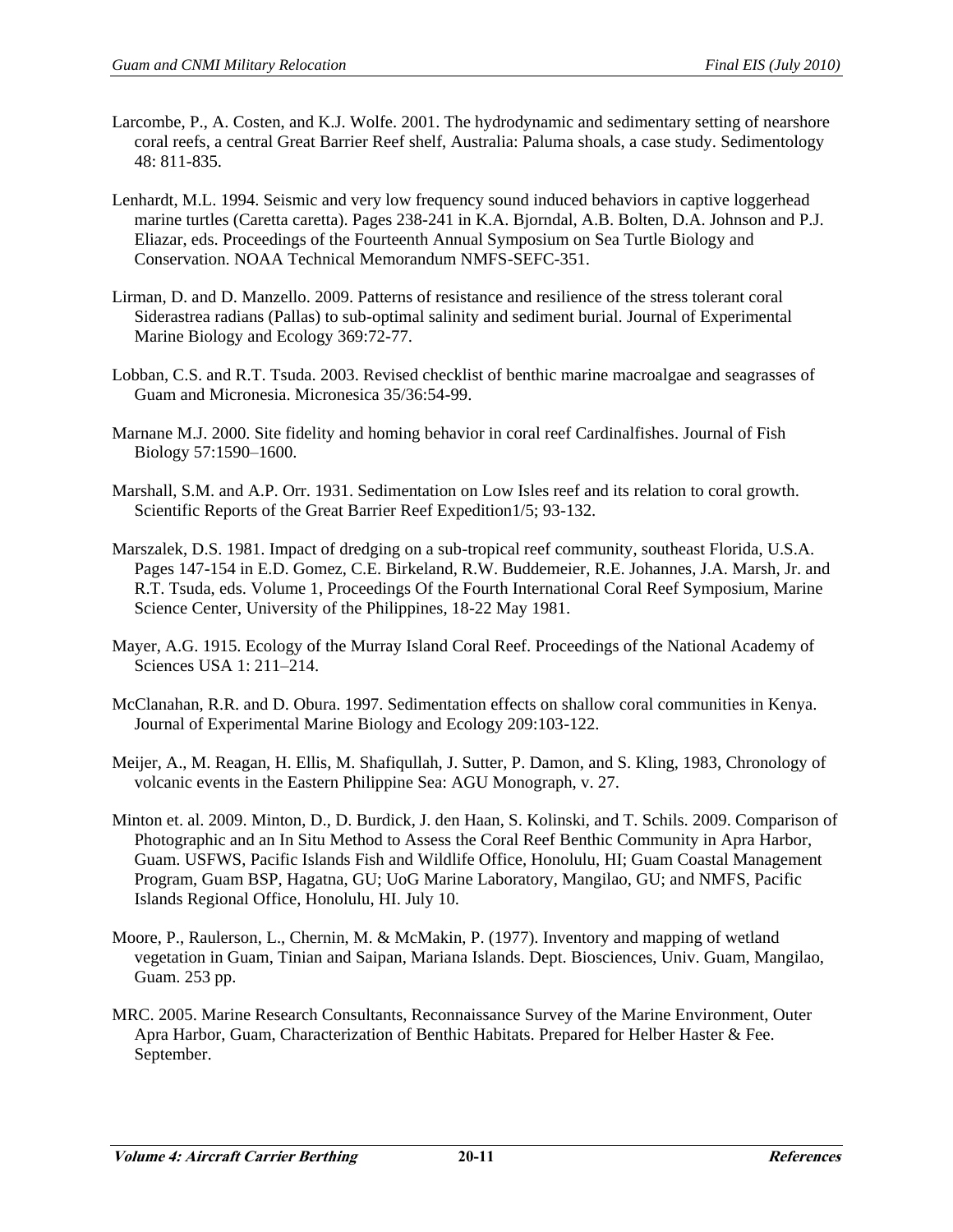Larcombe, P., A. Costen, and K.J. Wolfe. 2001. The hydrodynamic and sedimentary setting of nearshore coral reefs, a central Great Barrier Reef shelf, Australia: Paluma shoals, a case study. Sedimentology 48: 811-835.

Lenhardt, M.L. 1994. Seismic and very low frequency sound induced behaviors in captive loggerhead marine turtles (Caretta caretta). Pages 238-241 in K.A. Bjorndal, A.B. Bolten, D.A. Johnson and P.J. Eliazar, eds. Proceedings of the Fourteenth Annual Symposium on Sea Turtle Biology and Conservation. NOAA Technical Memorandum NMFS-SEFC-351.

Lirman, D. and D. Manzello. 2009. Patterns of resistance and resilience of the stress tolerant coral Siderastrea radians (Pallas) to sub-optimal salinity and sediment burial. Journal of Experimental Marine Biology and Ecology 369:72-77.

Lobban, C.S. and R.T. Tsuda. 2003. Revised checklist of benthic marine macroalgae and seagrasses of Guam and Micronesia. Micronesica 35/36:54-99.

Marnane M.J. 2000. Site fidelity and homing behavior in coral reef Cardinalfishes. Journal of Fish Biology 57:1590–1600.

Marshall, S.M. and A.P. Orr. 1931. Sedimentation on Low Isles reef and its relation to coral growth. Scientific Reports of the Great Barrier Reef Expedition1/5; 93-132.

Marszalek, D.S. 1981. Impact of dredging on a sub-tropical reef community, southeast Florida, U.S.A. Pages 147-154 in E.D. Gomez, C.E. Birkeland, R.W. Buddemeier, R.E. Johannes, J.A. Marsh, Jr. and R.T. Tsuda, eds. Volume 1, Proceedings Of the Fourth International Coral Reef Symposium, Marine Science Center, University of the Philippines, 18-22 May 1981.

Mayer, A.G. 1915. Ecology of the Murray Island Coral Reef. Proceedings of the National Academy of Sciences USA 1: 211–214.

McClanahan, R.R. and D. Obura. 1997. Sedimentation effects on shallow coral communities in Kenya. Journal of Experimental Marine Biology and Ecology 209:103-122.

Meijer, A., M. Reagan, H. Ellis, M. Shafiqullah, J. Sutter, P. Damon, and S. Kling, 1983, Chronology of volcanic events in the Eastern Philippine Sea: AGU Monograph, v. 27.

Minton et. al. 2009. Minton, D., D. Burdick, J. den Haan, S. Kolinski, and T. Schils. 2009. Comparison of Photographic and an In Situ Method to Assess the Coral Reef Benthic Community in Apra Harbor, Guam. USFWS, Pacific Islands Fish and Wildlife Office, Honolulu, HI; Guam Coastal Management Program, Guam BSP, Hagatna, GU; UoG Marine Laboratory, Mangilao, GU; and NMFS, Pacific Islands Regional Office, Honolulu, HI. July 10.

Moore, P., Raulerson, L., Chernin, M. & McMakin, P. (1977). Inventory and mapping of wetland vegetation in Guam, Tinian and Saipan, Mariana Islands. Dept. Biosciences, Univ. Guam, Mangilao, Guam. 253 pp.

MRC. 2005. Marine Research Consultants, Reconnaissance Survey of the Marine Environment, Outer Apra Harbor, Guam, Characterization of Benthic Habitats. Prepared for Helber Haster & Fee. September.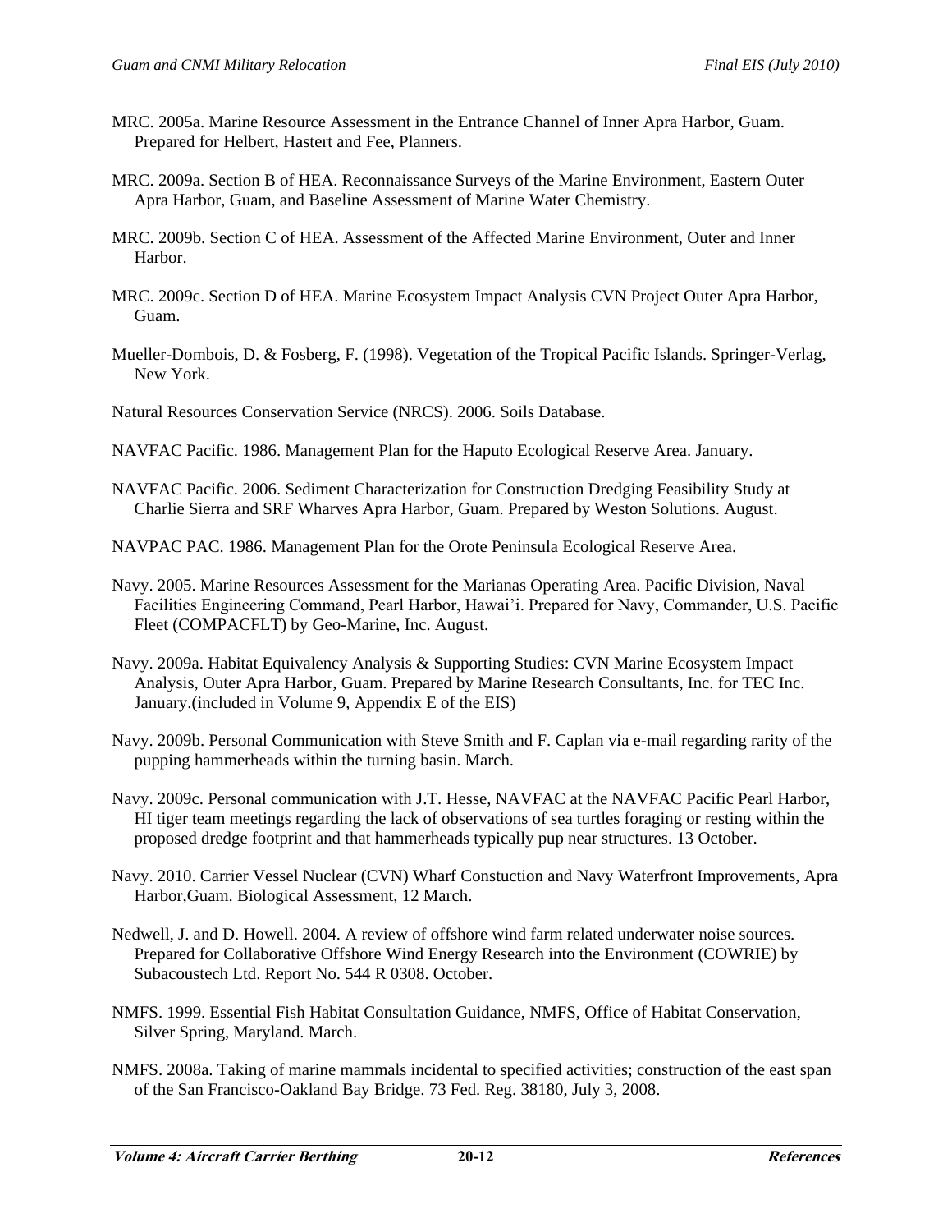MRC. 2005a. Marine Resource Assessment in the Entrance Channel of Inner Apra Harbor, Guam. Prepared for Helbert, Hastert and Fee, Planners.

MRC. 2009a. Section B of HEA. Reconnaissance Surveys of the Marine Environment, Eastern Outer Apra Harbor, Guam, and Baseline Assessment of Marine Water Chemistry.

MRC. 2009b. Section C of HEA. Assessment of the Affected Marine Environment, Outer and Inner Harbor.

MRC. 2009c. Section D of HEA. Marine Ecosystem Impact Analysis CVN Project Outer Apra Harbor, Guam.

Mueller-Dombois, D. & Fosberg, F. (1998). Vegetation of the Tropical Pacific Islands. Springer-Verlag, New York.

Natural Resources Conservation Service (NRCS). 2006. Soils Database.

NAVFAC Pacific. 1986. Management Plan for the Haputo Ecological Reserve Area. January.

NAVFAC Pacific. 2006. Sediment Characterization for Construction Dredging Feasibility Study at Charlie Sierra and SRF Wharves Apra Harbor, Guam. Prepared by Weston Solutions. August.

NAVPAC PAC. 1986. Management Plan for the Orote Peninsula Ecological Reserve Area.

Navy. 2005. Marine Resources Assessment for the Marianas Operating Area. Pacific Division, Naval Facilities Engineering Command, Pearl Harbor, Hawai'i. Prepared for Navy, Commander, U.S. Pacific Fleet (COMPACFLT) by Geo-Marine, Inc. August.

Navy. 2009a. Habitat Equivalency Analysis & Supporting Studies: CVN Marine Ecosystem Impact Analysis, Outer Apra Harbor, Guam. Prepared by Marine Research Consultants, Inc. for TEC Inc. January.(included in Volume 9, Appendix E of the EIS)

Navy. 2009b. Personal Communication with Steve Smith and F. Caplan via e-mail regarding rarity of the pupping hammerheads within the turning basin. March.

Navy. 2009c. Personal communication with J.T. Hesse, NAVFAC at the NAVFAC Pacific Pearl Harbor, HI tiger team meetings regarding the lack of observations of sea turtles foraging or resting within the proposed dredge footprint and that hammerheads typically pup near structures. 13 October.

Navy. 2010. Carrier Vessel Nuclear (CVN) Wharf Constuction and Navy Waterfront Improvements, Apra Harbor,Guam. Biological Assessment, 12 March.

Nedwell, J. and D. Howell. 2004. A review of offshore wind farm related underwater noise sources. Prepared for Collaborative Offshore Wind Energy Research into the Environment (COWRIE) by Subacoustech Ltd. Report No. 544 R 0308. October.

NMFS. 1999. Essential Fish Habitat Consultation Guidance, NMFS, Office of Habitat Conservation, Silver Spring, Maryland. March.

NMFS. 2008a. Taking of marine mammals incidental to specified activities; construction of the east span of the San Francisco-Oakland Bay Bridge. 73 Fed. Reg. 38180, July 3, 2008.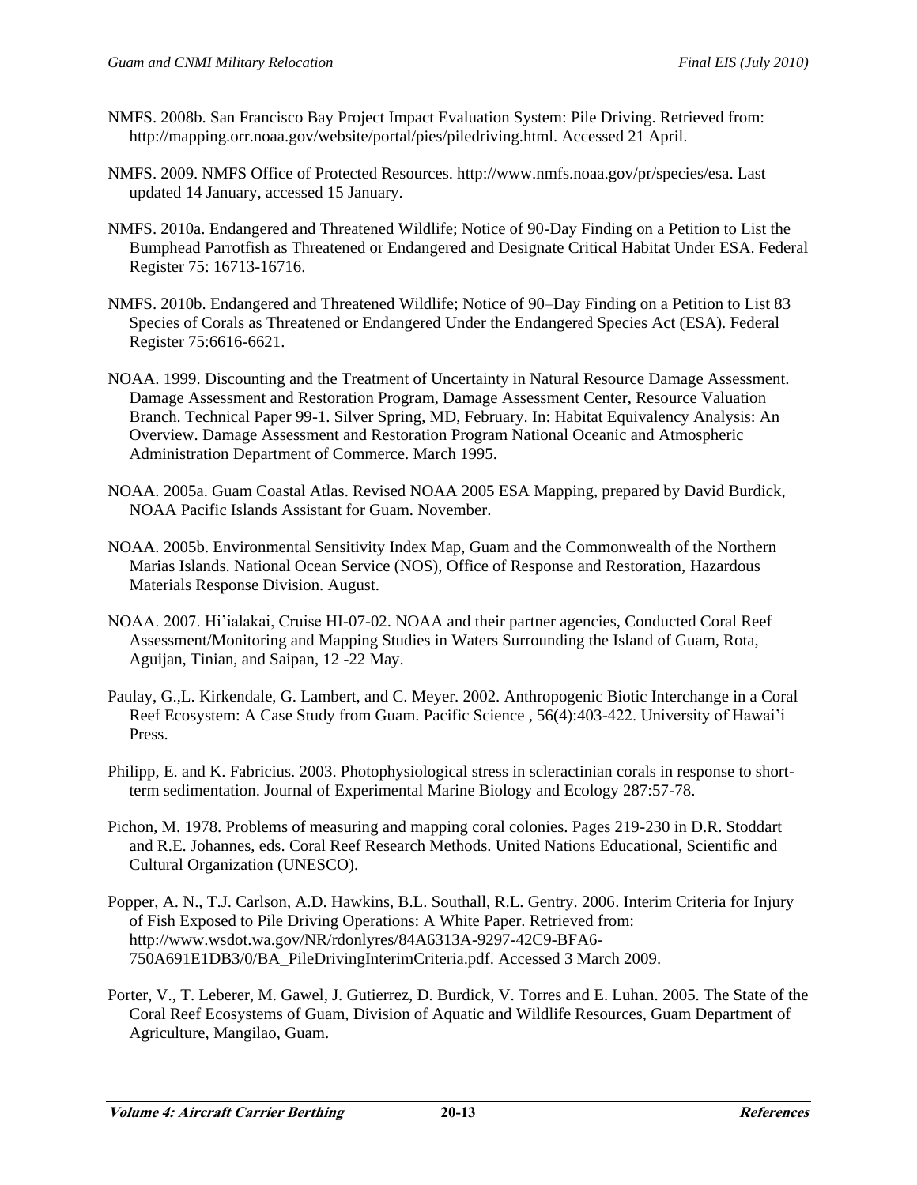NMFS. 2008b. San Francisco Bay Project Impact Evaluation System: Pile Driving. Retrieved from: http://mapping.orr.noaa.gov/website/portal/pies/piledriving.html. Accessed 21 April.

NMFS. 2009. NMFS Office of Protected Resources. http://www.nmfs.noaa.gov/pr/species/esa. Last updated 14 January, accessed 15 January.

NMFS. 2010a. Endangered and Threatened Wildlife; Notice of 90-Day Finding on a Petition to List the Bumphead Parrotfish as Threatened or Endangered and Designate Critical Habitat Under ESA. Federal Register 75: 16713-16716.

NMFS. 2010b. Endangered and Threatened Wildlife; Notice of 90–Day Finding on a Petition to List 83 Species of Corals as Threatened or Endangered Under the Endangered Species Act (ESA). Federal Register 75:6616-6621.

NOAA. 1999. Discounting and the Treatment of Uncertainty in Natural Resource Damage Assessment. Damage Assessment and Restoration Program, Damage Assessment Center, Resource Valuation Branch. Technical Paper 99-1. Silver Spring, MD, February. In: Habitat Equivalency Analysis: An Overview. Damage Assessment and Restoration Program National Oceanic and Atmospheric Administration Department of Commerce. March 1995.

NOAA. 2005a. Guam Coastal Atlas. Revised NOAA 2005 ESA Mapping, prepared by David Burdick, NOAA Pacific Islands Assistant for Guam. November.

NOAA. 2005b. Environmental Sensitivity Index Map, Guam and the Commonwealth of the Northern Marias Islands. National Ocean Service (NOS), Office of Response and Restoration, Hazardous Materials Response Division. August.

NOAA. 2007. Hi'ialakai, Cruise HI-07-02. NOAA and their partner agencies, Conducted Coral Reef Assessment/Monitoring and Mapping Studies in Waters Surrounding the Island of Guam, Rota, Aguijan, Tinian, and Saipan, 12 -22 May.

Paulay, G.,L. Kirkendale, G. Lambert, and C. Meyer. 2002. Anthropogenic Biotic Interchange in a Coral Reef Ecosystem: A Case Study from Guam. Pacific Science , 56(4):403-422. University of Hawai'i Press.

Philipp, E. and K. Fabricius. 2003. Photophysiological stress in scleractinian corals in response to short-term sedimentation. Journal of Experimental Marine Biology and Ecology 287:57-78.

Pichon, M. 1978. Problems of measuring and mapping coral colonies. Pages 219-230 in D.R. Stoddart and R.E. Johannes, eds. Coral Reef Research Methods. United Nations Educational, Scientific and Cultural Organization (UNESCO).

Popper, A. N., T.J. Carlson, A.D. Hawkins, B.L. Southall, R.L. Gentry. 2006. Interim Criteria for Injury of Fish Exposed to Pile Driving Operations: A White Paper. Retrieved from: http://www.wsdot.wa.gov/NR/rdonlyres/84A6313A-9297-42C9-BFA6-750A691E1DB3/0/BA_PileDrivingInterimCriteria.pdf. Accessed 3 March 2009.

Porter, V., T. Leberer, M. Gawel, J. Gutierrez, D. Burdick, V. Torres and E. Luhan. 2005. The State of the Coral Reef Ecosystems of Guam, Division of Aquatic and Wildlife Resources, Guam Department of Agriculture, Mangilao, Guam.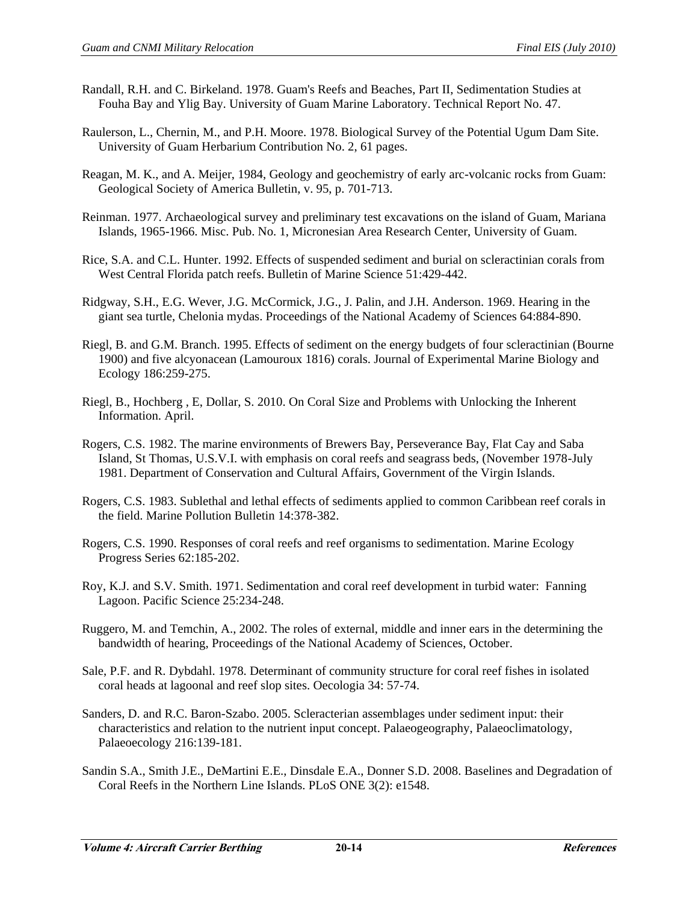Randall, R.H. and C. Birkeland. 1978. Guam's Reefs and Beaches, Part II, Sedimentation Studies at Fouha Bay and Ylig Bay. University of Guam Marine Laboratory. Technical Report No. 47.

Raulerson, L., Chernin, M., and P.H. Moore. 1978. Biological Survey of the Potential Ugum Dam Site. University of Guam Herbarium Contribution No. 2, 61 pages.

Reagan, M. K., and A. Meijer, 1984, Geology and geochemistry of early arc-volcanic rocks from Guam: Geological Society of America Bulletin, v. 95, p. 701-713.

Reinman. 1977. Archaeological survey and preliminary test excavations on the island of Guam, Mariana Islands, 1965-1966. Misc. Pub. No. 1, Micronesian Area Research Center, University of Guam.

Rice, S.A. and C.L. Hunter. 1992. Effects of suspended sediment and burial on scleractinian corals from West Central Florida patch reefs. Bulletin of Marine Science 51:429-442.

Ridgway, S.H., E.G. Wever, J.G. McCormick, J.G., J. Palin, and J.H. Anderson. 1969. Hearing in the giant sea turtle, Chelonia mydas. Proceedings of the National Academy of Sciences 64:884-890.

Riegl, B. and G.M. Branch. 1995. Effects of sediment on the energy budgets of four scleractinian (Bourne 1900) and five alcyonacean (Lamouroux 1816) corals. Journal of Experimental Marine Biology and Ecology 186:259-275.

Riegl, B., Hochberg , E, Dollar, S. 2010. On Coral Size and Problems with Unlocking the Inherent Information. April.

Rogers, C.S. 1982. The marine environments of Brewers Bay, Perseverance Bay, Flat Cay and Saba Island, St Thomas, U.S.V.I. with emphasis on coral reefs and seagrass beds, (November 1978-July 1981. Department of Conservation and Cultural Affairs, Government of the Virgin Islands.

Rogers, C.S. 1983. Sublethal and lethal effects of sediments applied to common Caribbean reef corals in the field. Marine Pollution Bulletin 14:378-382.

Rogers, C.S. 1990. Responses of coral reefs and reef organisms to sedimentation. Marine Ecology Progress Series 62:185-202.

Roy, K.J. and S.V. Smith. 1971. Sedimentation and coral reef development in turbid water: Fanning Lagoon. Pacific Science 25:234-248.

Ruggero, M. and Temchin, A., 2002. The roles of external, middle and inner ears in the determining the bandwidth of hearing, Proceedings of the National Academy of Sciences, October.

Sale, P.F. and R. Dybdahl. 1978. Determinant of community structure for coral reef fishes in isolated coral heads at lagoonal and reef slop sites. Oecologia 34: 57-74.

Sanders, D. and R.C. Baron-Szabo. 2005. Scleracterian assemblages under sediment input: their characteristics and relation to the nutrient input concept. Palaeogeography, Palaeoclimatology, Palaeoecology 216:139-181.

Sandin S.A., Smith J.E., DeMartini E.E., Dinsdale E.A., Donner S.D. 2008. Baselines and Degradation of Coral Reefs in the Northern Line Islands. PLoS ONE 3(2): e1548.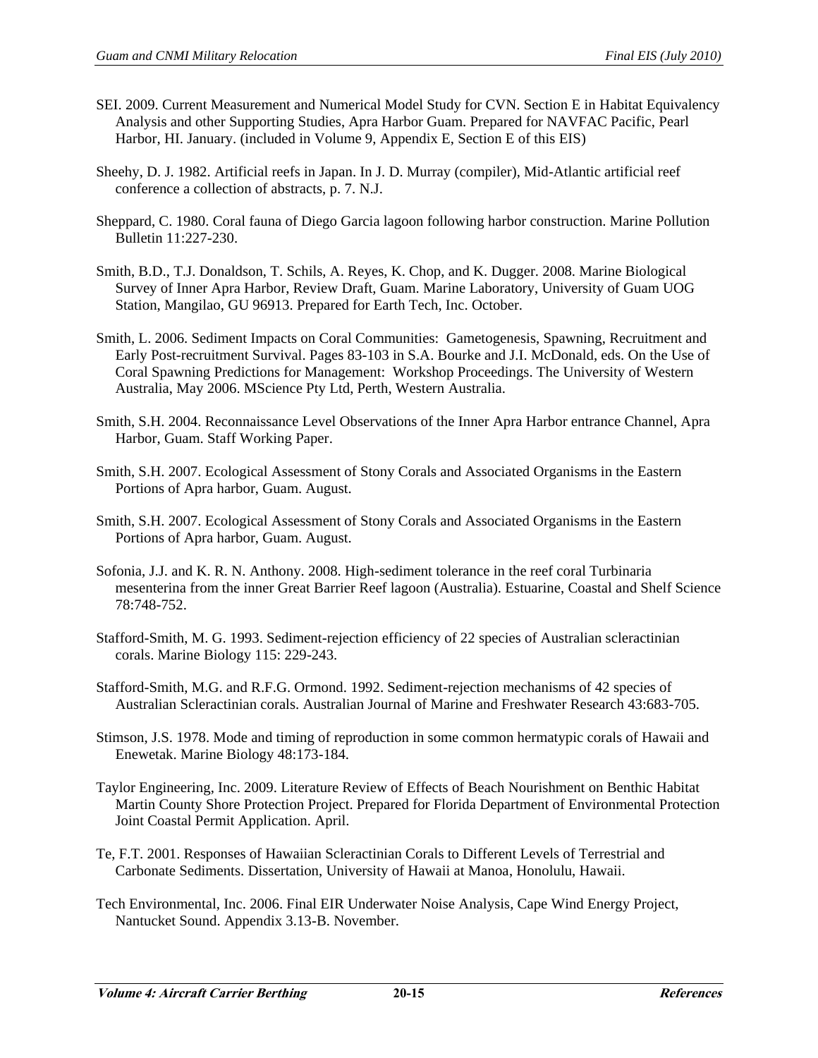SEI. 2009. Current Measurement and Numerical Model Study for CVN. Section E in Habitat Equivalency Analysis and other Supporting Studies, Apra Harbor Guam. Prepared for NAVFAC Pacific, Pearl Harbor, HI. January. (included in Volume 9, Appendix E, Section E of this EIS)

Sheehy, D. J. 1982. Artificial reefs in Japan. In J. D. Murray (compiler), Mid-Atlantic artificial reef conference a collection of abstracts, p. 7. N.J.

Sheppard, C. 1980. Coral fauna of Diego Garcia lagoon following harbor construction. Marine Pollution Bulletin 11:227-230.

Smith, B.D., T.J. Donaldson, T. Schils, A. Reyes, K. Chop, and K. Dugger. 2008. Marine Biological Survey of Inner Apra Harbor, Review Draft, Guam. Marine Laboratory, University of Guam UOG Station, Mangilao, GU 96913. Prepared for Earth Tech, Inc. October.

Smith, L. 2006. Sediment Impacts on Coral Communities: Gametogenesis, Spawning, Recruitment and Early Post-recruitment Survival. Pages 83-103 in S.A. Bourke and J.I. McDonald, eds. On the Use of Coral Spawning Predictions for Management: Workshop Proceedings. The University of Western Australia, May 2006. MScience Pty Ltd, Perth, Western Australia.

Smith, S.H. 2004. Reconnaissance Level Observations of the Inner Apra Harbor entrance Channel, Apra Harbor, Guam. Staff Working Paper.

Smith, S.H. 2007. Ecological Assessment of Stony Corals and Associated Organisms in the Eastern Portions of Apra harbor, Guam. August.

Smith, S.H. 2007. Ecological Assessment of Stony Corals and Associated Organisms in the Eastern Portions of Apra harbor, Guam. August.

Sofonia, J.J. and K. R. N. Anthony. 2008. High-sediment tolerance in the reef coral Turbinaria mesenterina from the inner Great Barrier Reef lagoon (Australia). Estuarine, Coastal and Shelf Science 78:748-752.

Stafford-Smith, M. G. 1993. Sediment-rejection efficiency of 22 species of Australian scleractinian corals. Marine Biology 115: 229-243.

Stafford-Smith, M.G. and R.F.G. Ormond. 1992. Sediment-rejection mechanisms of 42 species of Australian Scleractinian corals. Australian Journal of Marine and Freshwater Research 43:683-705.

Stimson, J.S. 1978. Mode and timing of reproduction in some common hermatypic corals of Hawaii and Enewetak. Marine Biology 48:173-184.

Taylor Engineering, Inc. 2009. Literature Review of Effects of Beach Nourishment on Benthic Habitat Martin County Shore Protection Project. Prepared for Florida Department of Environmental Protection Joint Coastal Permit Application. April.

Te, F.T. 2001. Responses of Hawaiian Scleractinian Corals to Different Levels of Terrestrial and Carbonate Sediments. Dissertation, University of Hawaii at Manoa, Honolulu, Hawaii.

Tech Environmental, Inc. 2006. Final EIR Underwater Noise Analysis, Cape Wind Energy Project, Nantucket Sound. Appendix 3.13-B. November.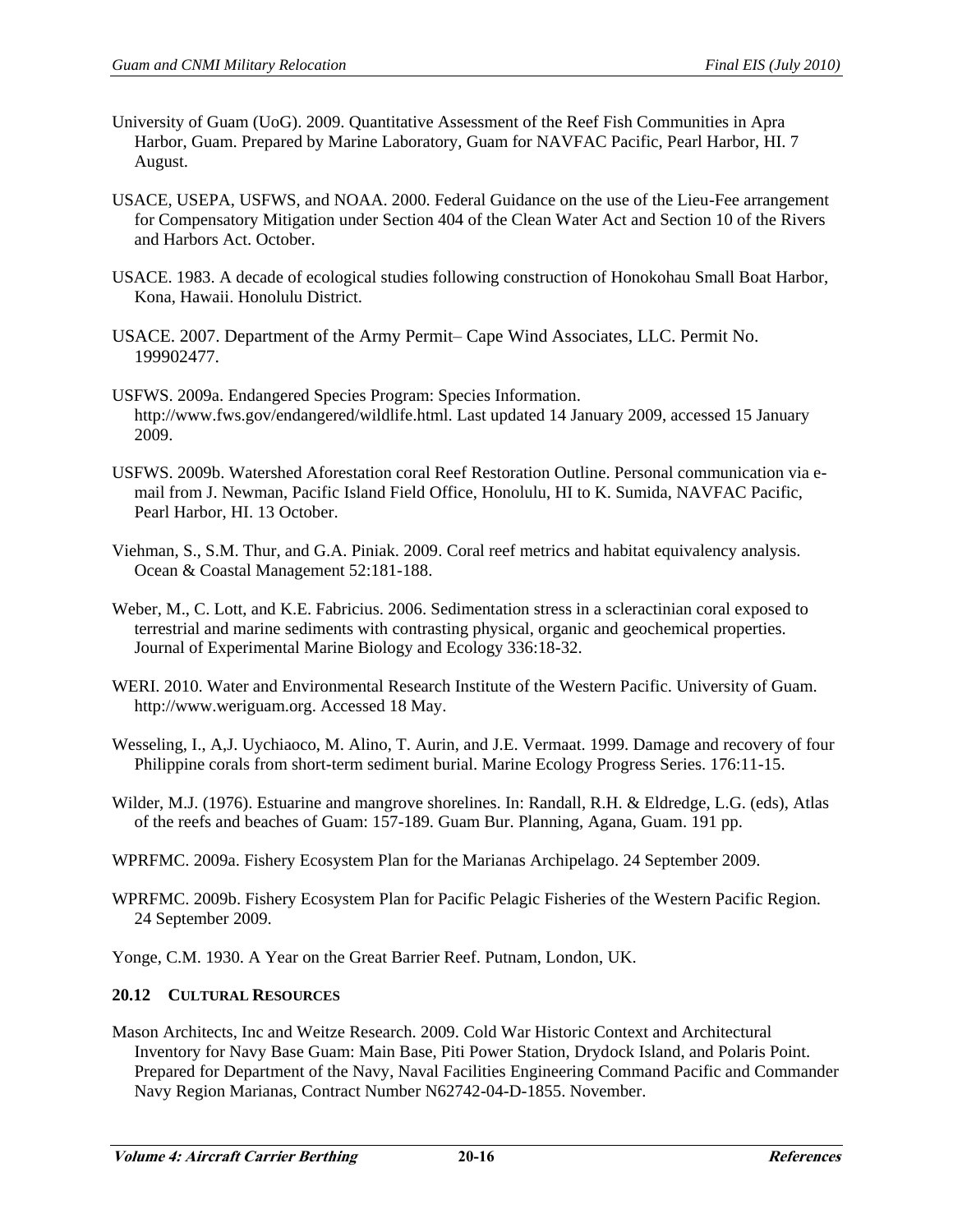University of Guam (UoG). 2009. Quantitative Assessment of the Reef Fish Communities in Apra Harbor, Guam. Prepared by Marine Laboratory, Guam for NAVFAC Pacific, Pearl Harbor, HI. 7 August.

USACE, USEPA, USFWS, and NOAA. 2000. Federal Guidance on the use of the Lieu-Fee arrangement for Compensatory Mitigation under Section 404 of the Clean Water Act and Section 10 of the Rivers and Harbors Act. October.

USACE. 1983. A decade of ecological studies following construction of Honokohau Small Boat Harbor, Kona, Hawaii. Honolulu District.

USACE. 2007. Department of the Army Permit– Cape Wind Associates, LLC. Permit No. 199902477.

USFWS. 2009a. Endangered Species Program: Species Information. http://www.fws.gov/endangered/wildlife.html. Last updated 14 January 2009, accessed 15 January 2009.

USFWS. 2009b. Watershed Aforestation coral Reef Restoration Outline. Personal communication via e-mail from J. Newman, Pacific Island Field Office, Honolulu, HI to K. Sumida, NAVFAC Pacific, Pearl Harbor, HI. 13 October.

Viehman, S., S.M. Thur, and G.A. Piniak. 2009. Coral reef metrics and habitat equivalency analysis. Ocean & Coastal Management 52:181-188.

Weber, M., C. Lott, and K.E. Fabricius. 2006. Sedimentation stress in a scleractinian coral exposed to terrestrial and marine sediments with contrasting physical, organic and geochemical properties. Journal of Experimental Marine Biology and Ecology 336:18-32.

WERI. 2010. Water and Environmental Research Institute of the Western Pacific. University of Guam. http://www.weriguam.org. Accessed 18 May.

Wesseling, I., A,J. Uychiaoco, M. Alino, T. Aurin, and J.E. Vermaat. 1999. Damage and recovery of four Philippine corals from short-term sediment burial. Marine Ecology Progress Series. 176:11-15.

Wilder, M.J. (1976). Estuarine and mangrove shorelines. In: Randall, R.H. & Eldredge, L.G. (eds), Atlas of the reefs and beaches of Guam: 157-189. Guam Bur. Planning, Agana, Guam. 191 pp.

WPRFMC. 2009a. Fishery Ecosystem Plan for the Marianas Archipelago. 24 September 2009.

WPRFMC. 2009b. Fishery Ecosystem Plan for Pacific Pelagic Fisheries of the Western Pacific Region. 24 September 2009.

Yonge, C.M. 1930. A Year on the Great Barrier Reef. Putnam, London, UK.

## 20.12 Cultural Resources

Mason Architects, Inc and Weitze Research. 2009. Cold War Historic Context and Architectural Inventory for Navy Base Guam: Main Base, Piti Power Station, Drydock Island, and Polaris Point. Prepared for Department of the Navy, Naval Facilities Engineering Command Pacific and Commander Navy Region Marianas, Contract Number N62742-04-D-1855. November.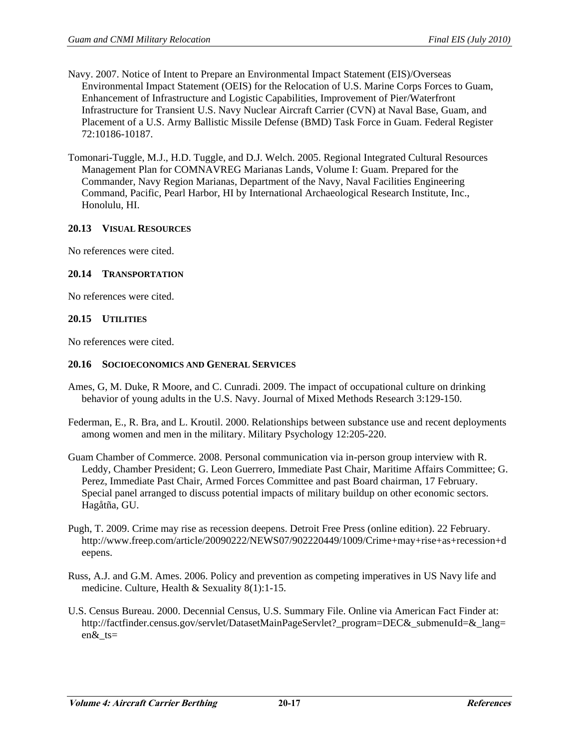Navy. 2007. Notice of Intent to Prepare an Environmental Impact Statement (EIS)/Overseas Environmental Impact Statement (OEIS) for the Relocation of U.S. Marine Corps Forces to Guam, Enhancement of Infrastructure and Logistic Capabilities, Improvement of Pier/Waterfront Infrastructure for Transient U.S. Navy Nuclear Aircraft Carrier (CVN) at Naval Base, Guam, and Placement of a U.S. Army Ballistic Missile Defense (BMD) Task Force in Guam. Federal Register 72:10186-10187.

Tomonari-Tuggle, M.J., H.D. Tuggle, and D.J. Welch. 2005. Regional Integrated Cultural Resources Management Plan for COMNAVREG Marianas Lands, Volume I: Guam. Prepared for the Commander, Navy Region Marianas, Department of the Navy, Naval Facilities Engineering Command, Pacific, Pearl Harbor, HI by International Archaeological Research Institute, Inc., Honolulu, HI.

### 20.13 Visual Resources

No references were cited.

### 20.14 Transportation

No references were cited.

### 20.15 Utilities

No references were cited.

### 20.16 Socioeconomics and General Services

Ames, G, M. Duke, R Moore, and C. Cunradi. 2009. The impact of occupational culture on drinking behavior of young adults in the U.S. Navy. Journal of Mixed Methods Research 3:129-150.

Federman, E., R. Bra, and L. Kroutil. 2000. Relationships between substance use and recent deployments among women and men in the military. Military Psychology 12:205-220.

Guam Chamber of Commerce. 2008. Personal communication via in-person group interview with R. Leddy, Chamber President; G. Leon Guerrero, Immediate Past Chair, Maritime Affairs Committee; G. Perez, Immediate Past Chair, Armed Forces Committee and past Board chairman, 17 February. Special panel arranged to discuss potential impacts of military buildup on other economic sectors. Hagåtña, GU.

Pugh, T. 2009. Crime may rise as recession deepens. Detroit Free Press (online edition). 22 February. http://www.freep.com/article/20090222/NEWS07/902220449/1009/Crime+may+rise+as+recession+deepens.

Russ, A.J. and G.M. Ames. 2006. Policy and prevention as competing imperatives in US Navy life and medicine. Culture, Health & Sexuality 8(1):1-15.

U.S. Census Bureau. 2000. Decennial Census, U.S. Summary File. Online via American Fact Finder at: http://factfinder.census.gov/servlet/DatasetMainPageServlet?_program=DEC&_submenuId=&_lang=en&_ts=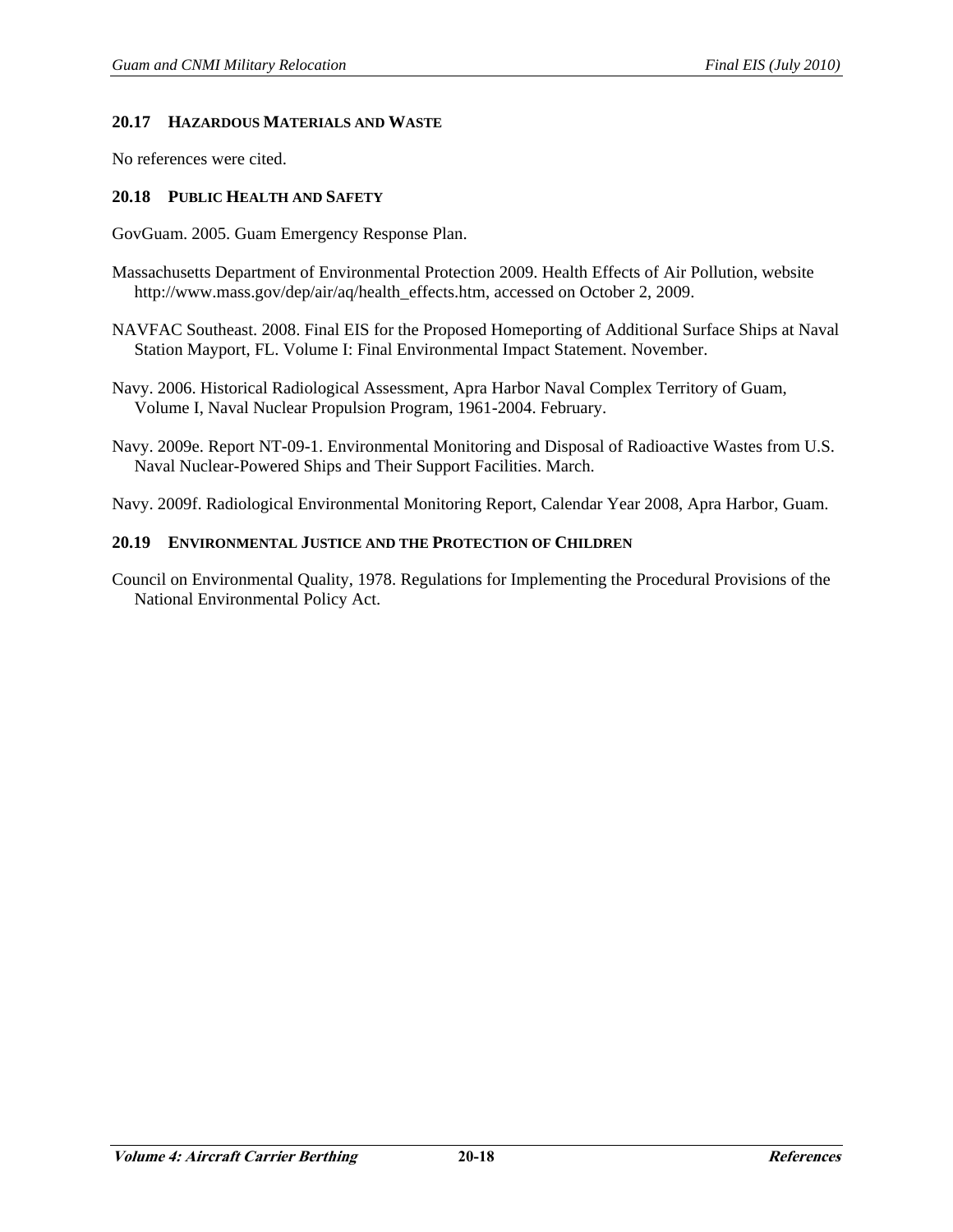## 20.17 HAZARDOUS MATERIALS AND WASTE

No references were cited.

## 20.18 PUBLIC HEALTH AND SAFETY

GovGuam. 2005. Guam Emergency Response Plan.

Massachusetts Department of Environmental Protection 2009. Health Effects of Air Pollution, website http://www.mass.gov/dep/air/aq/health_effects.htm, accessed on October 2, 2009.

NAVFAC Southeast. 2008. Final EIS for the Proposed Homeporting of Additional Surface Ships at Naval Station Mayport, FL. Volume I: Final Environmental Impact Statement. November.

Navy. 2006. Historical Radiological Assessment, Apra Harbor Naval Complex Territory of Guam, Volume I, Naval Nuclear Propulsion Program, 1961-2004. February.

Navy. 2009e. Report NT-09-1. Environmental Monitoring and Disposal of Radioactive Wastes from U.S. Naval Nuclear-Powered Ships and Their Support Facilities. March.

Navy. 2009f. Radiological Environmental Monitoring Report, Calendar Year 2008, Apra Harbor, Guam.

## 20.19 ENVIRONMENTAL JUSTICE AND THE PROTECTION OF CHILDREN

Council on Environmental Quality, 1978. Regulations for Implementing the Procedural Provisions of the National Environmental Policy Act.